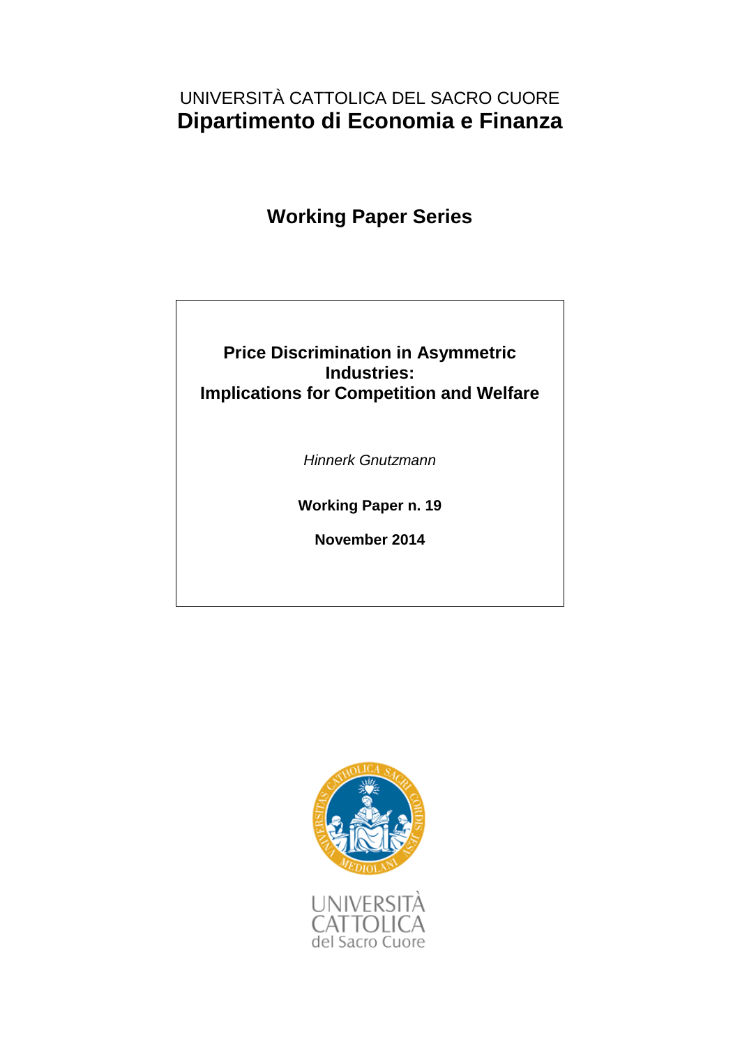UNIVERSITÀ CATTOLICA DEL SACRO CUORE

**Dipartimento di Economia e Finanza**

## Working Paper Series

# Price Discrimination in Asymmetric Industries: Implications for Competition and Welfare

*Hinnerk Gnutzmann*

**Working Paper n. 19**

**November 2014**

UNIVERSITÀ CATTOLICA del Sacro Cuore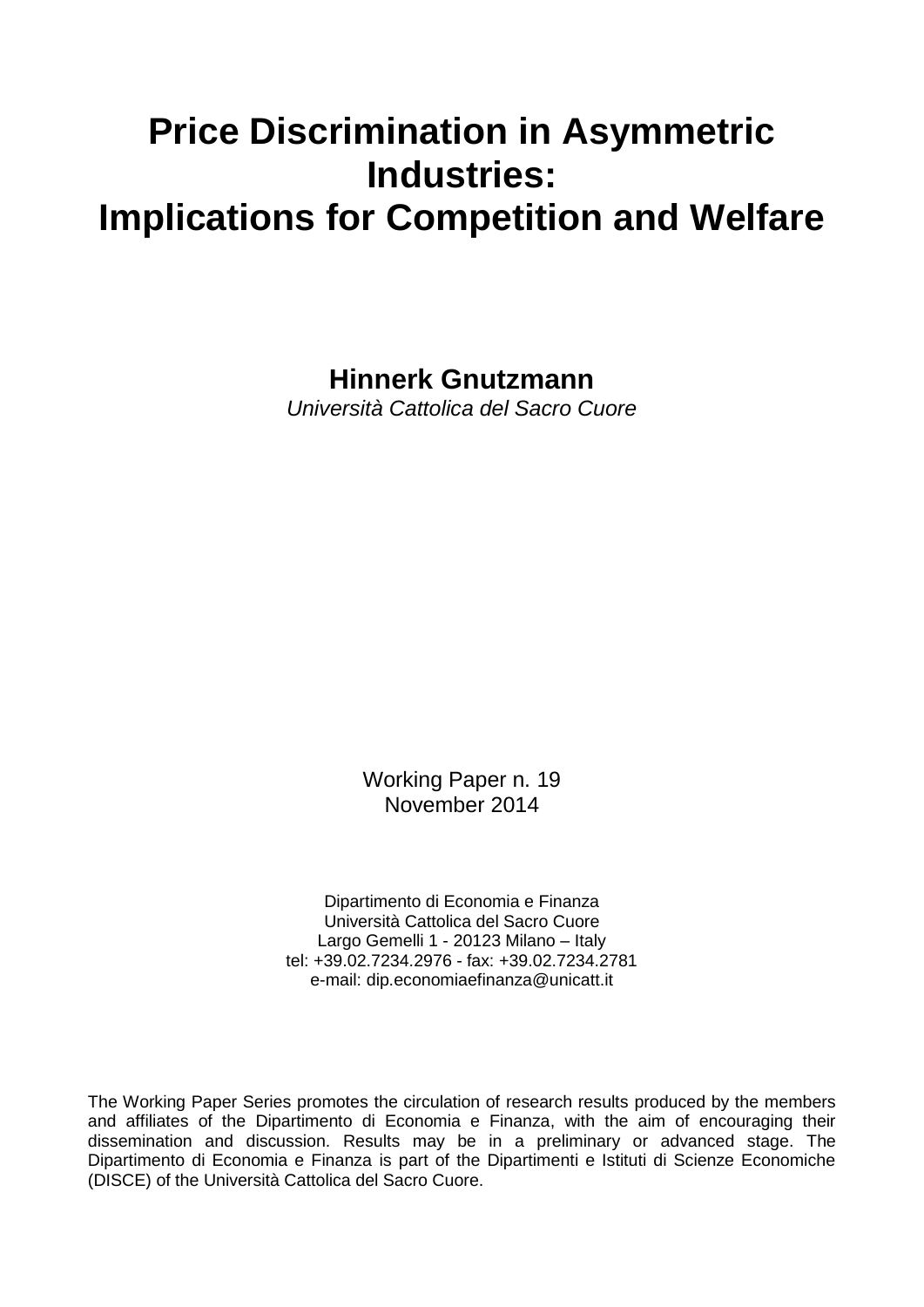# Price Discrimination in Asymmetric Industries: Implications for Competition and Welfare

**Hinnerk Gnutzmann**

*Università Cattolica del Sacro Cuore*

Working Paper n. 19

November 2014

Dipartimento di Economia e Finanza
Università Cattolica del Sacro Cuore
Largo Gemelli 1 - 20123 Milano – Italy
tel: +39.02.7234.2976 - fax: +39.02.7234.2781
e-mail: dip.economiaefinanza@unicatt.it

The Working Paper Series promotes the circulation of research results produced by the members and affiliates of the Dipartimento di Economia e Finanza, with the aim of encouraging their dissemination and discussion. Results may be in a preliminary or advanced stage. The Dipartimento di Economia e Finanza is part of the Dipartimenti e Istituti di Scienze Economiche (DISCE) of the Università Cattolica del Sacro Cuore.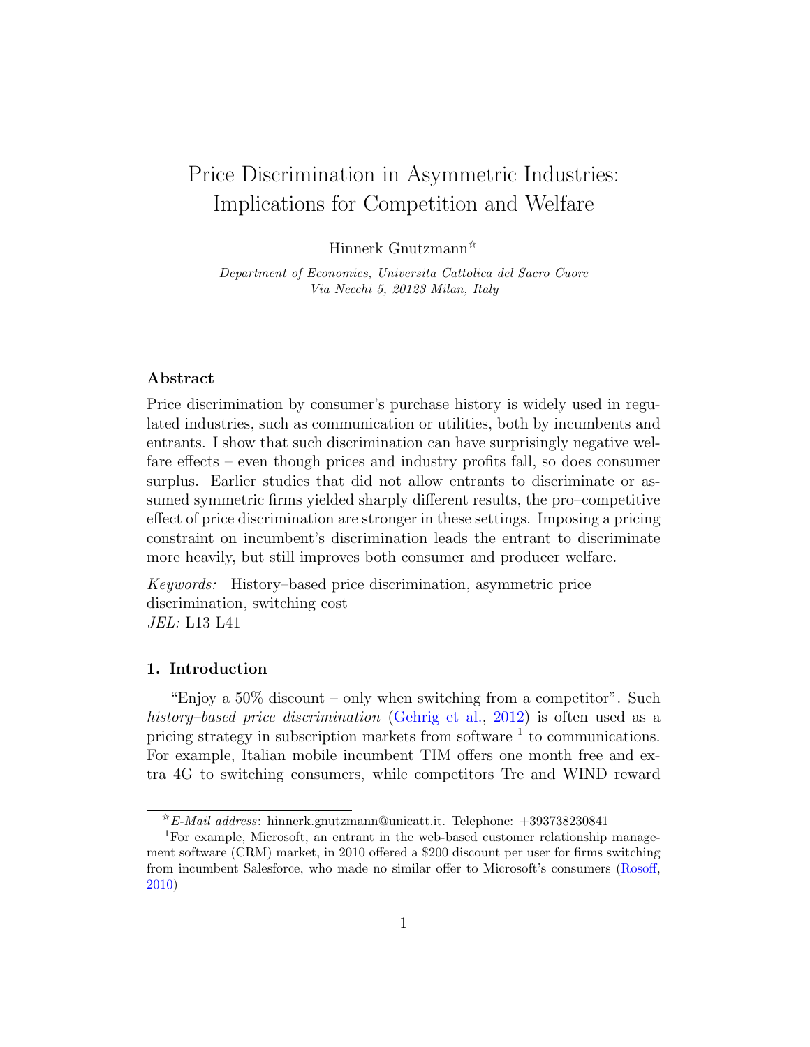# Price Discrimination in Asymmetric Industries: Implications for Competition and Welfare

Hinnerk Gnutzmann[☆]

*Department of Economics, Universita Cattolica del Sacro Cuore*
*Via Necchi 5, 20123 Milan, Italy*

---

### Abstract

Price discrimination by consumer's purchase history is widely used in regulated industries, such as communication or utilities, both by incumbents and entrants. I show that such discrimination can have surprisingly negative welfare effects – even though prices and industry profits fall, so does consumer surplus. Earlier studies that did not allow entrants to discriminate or assumed symmetric firms yielded sharply different results, the pro–competitive effect of price discrimination are stronger in these settings. Imposing a pricing constraint on incumbent's discrimination leads the entrant to discriminate more heavily, but still improves both consumer and producer welfare.

*Keywords:* History–based price discrimination, asymmetric price discrimination, switching cost
*JEL:* L13 L41

---

### 1. Introduction

"Enjoy a 50% discount – only when switching from a competitor". Such *history–based price discrimination* (Gehrig et al., 2012) is often used as a pricing strategy in subscription markets from software [1] to communications. For example, Italian mobile incumbent TIM offers one month free and extra 4G to switching consumers, while competitors Tre and WIND reward

---

[☆] *E-Mail address*: hinnerk.gnutzmann@unicatt.it. Telephone: +393738230841

[1] For example, Microsoft, an entrant in the web-based customer relationship management software (CRM) market, in 2010 offered a $200 discount per user for firms switching from incumbent Salesforce, who made no similar offer to Microsoft's consumers (Rosoff, 2010)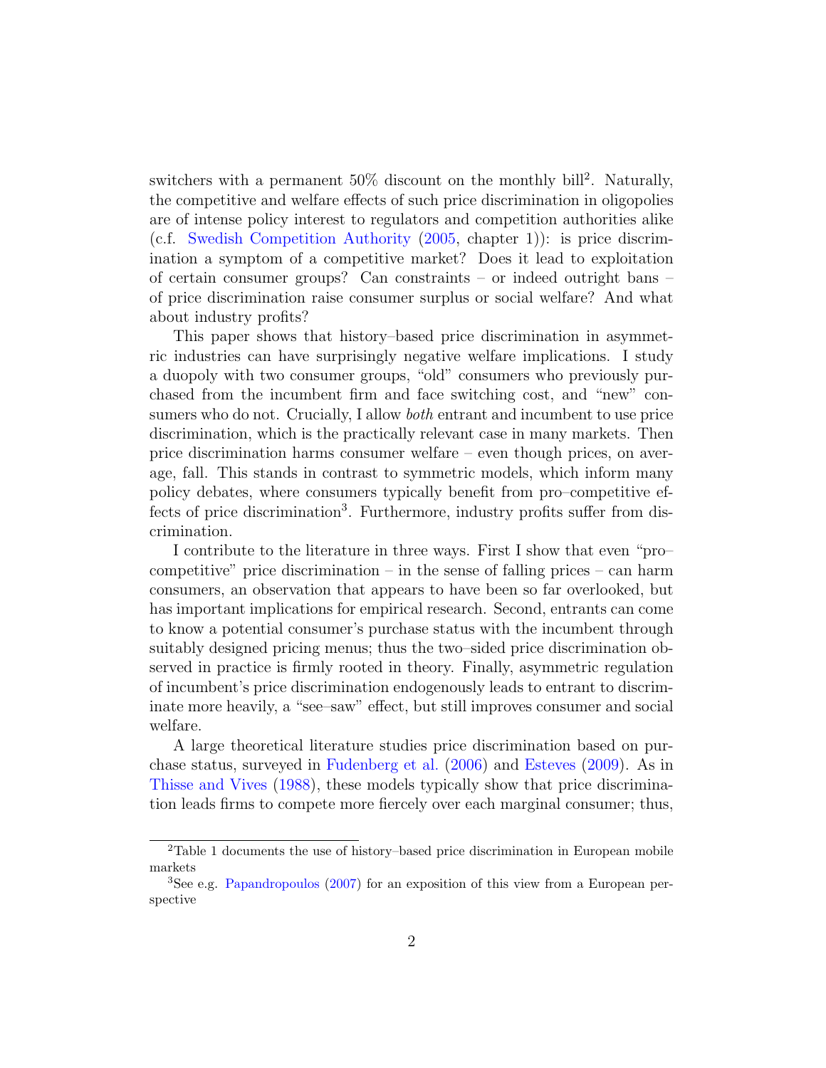switchers with a permanent 50% discount on the monthly bill[2]. Naturally, the competitive and welfare effects of such price discrimination in oligopolies are of intense policy interest to regulators and competition authorities alike (c.f. Swedish Competition Authority (2005, chapter 1)): is price discrimination a symptom of a competitive market? Does it lead to exploitation of certain consumer groups? Can constraints – or indeed outright bans – of price discrimination raise consumer surplus or social welfare? And what about industry profits?

This paper shows that history–based price discrimination in asymmetric industries can have surprisingly negative welfare implications. I study a duopoly with two consumer groups, "old" consumers who previously purchased from the incumbent firm and face switching cost, and "new" consumers who do not. Crucially, I allow *both* entrant and incumbent to use price discrimination, which is the practically relevant case in many markets. Then price discrimination harms consumer welfare – even though prices, on average, fall. This stands in contrast to symmetric models, which inform many policy debates, where consumers typically benefit from pro–competitive effects of price discrimination[3]. Furthermore, industry profits suffer from discrimination.

I contribute to the literature in three ways. First I show that even "pro–competitive" price discrimination – in the sense of falling prices – can harm consumers, an observation that appears to have been so far overlooked, but has important implications for empirical research. Second, entrants can come to know a potential consumer's purchase status with the incumbent through suitably designed pricing menus; thus the two–sided price discrimination observed in practice is firmly rooted in theory. Finally, asymmetric regulation of incumbent's price discrimination endogenously leads to entrant to discriminate more heavily, a "see–saw" effect, but still improves consumer and social welfare.

A large theoretical literature studies price discrimination based on purchase status, surveyed in Fudenberg et al. (2006) and Esteves (2009). As in Thisse and Vives (1988), these models typically show that price discrimination leads firms to compete more fiercely over each marginal consumer; thus,

[2] Table 1 documents the use of history–based price discrimination in European mobile markets

[3] See e.g. Papandropoulos (2007) for an exposition of this view from a European perspective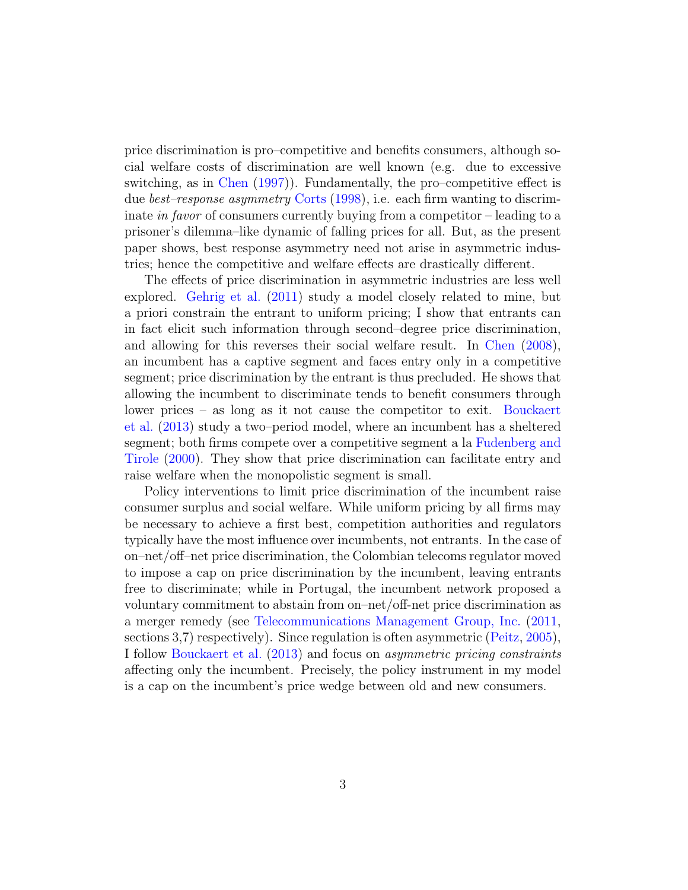price discrimination is pro–competitive and benefits consumers, although social welfare costs of discrimination are well known (e.g. due to excessive switching, as in Chen (1997)). Fundamentally, the pro–competitive effect is due *best–response asymmetry* Corts (1998), i.e. each firm wanting to discriminate *in favor* of consumers currently buying from a competitor – leading to a prisoner's dilemma–like dynamic of falling prices for all. But, as the present paper shows, best response asymmetry need not arise in asymmetric industries; hence the competitive and welfare effects are drastically different.

The effects of price discrimination in asymmetric industries are less well explored. Gehrig et al. (2011) study a model closely related to mine, but a priori constrain the entrant to uniform pricing; I show that entrants can in fact elicit such information through second–degree price discrimination, and allowing for this reverses their social welfare result. In Chen (2008), an incumbent has a captive segment and faces entry only in a competitive segment; price discrimination by the entrant is thus precluded. He shows that allowing the incumbent to discriminate tends to benefit consumers through lower prices – as long as it not cause the competitor to exit. Bouckaert et al. (2013) study a two–period model, where an incumbent has a sheltered segment; both firms compete over a competitive segment a la Fudenberg and Tirole (2000). They show that price discrimination can facilitate entry and raise welfare when the monopolistic segment is small.

Policy interventions to limit price discrimination of the incumbent raise consumer surplus and social welfare. While uniform pricing by all firms may be necessary to achieve a first best, competition authorities and regulators typically have the most influence over incumbents, not entrants. In the case of on–net/off–net price discrimination, the Colombian telecoms regulator moved to impose a cap on price discrimination by the incumbent, leaving entrants free to discriminate; while in Portugal, the incumbent network proposed a voluntary commitment to abstain from on–net/off-net price discrimination as a merger remedy (see Telecommunications Management Group, Inc. (2011, sections 3,7) respectively). Since regulation is often asymmetric (Peitz, 2005), I follow Bouckaert et al. (2013) and focus on *asymmetric pricing constraints* affecting only the incumbent. Precisely, the policy instrument in my model is a cap on the incumbent's price wedge between old and new consumers.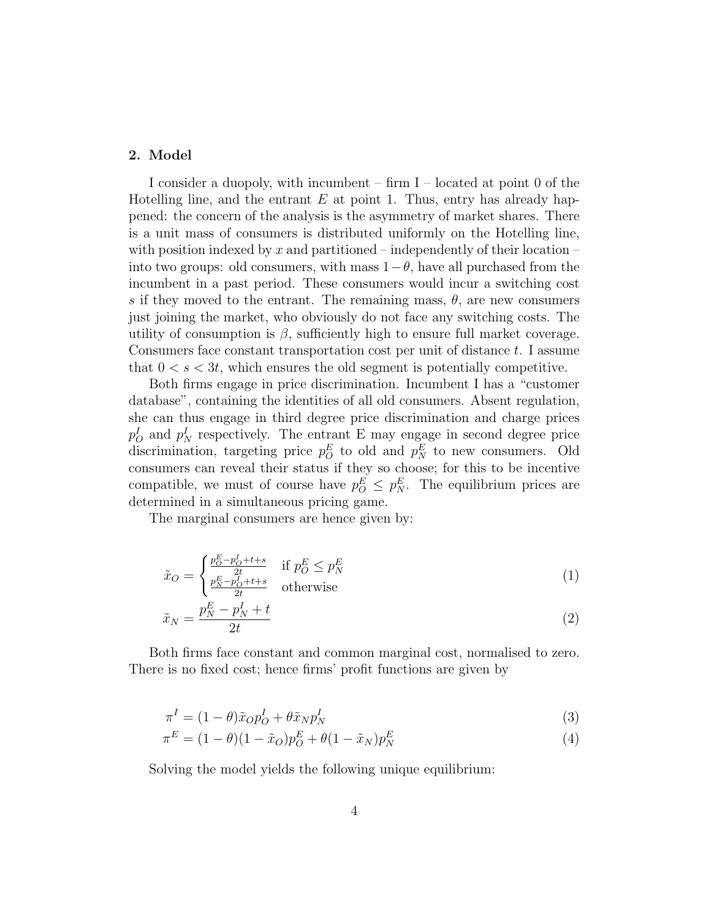## 2. Model

I consider a duopoly, with incumbent – firm I – located at point 0 of the Hotelling line, and the entrant $E$ at point 1. Thus, entry has already happened: the concern of the analysis is the asymmetry of market shares. There is a unit mass of consumers is distributed uniformly on the Hotelling line, with position indexed by $x$ and partitioned – independently of their location – into two groups: old consumers, with mass $1-\theta$, have all purchased from the incumbent in a past period. These consumers would incur a switching cost $s$ if they moved to the entrant. The remaining mass, $\theta$, are new consumers just joining the market, who obviously do not face any switching costs. The utility of consumption is $\beta$, sufficiently high to ensure full market coverage. Consumers face constant transportation cost per unit of distance $t$. I assume that $0 < s < 3t$, which ensures the old segment is potentially competitive.

Both firms engage in price discrimination. Incumbent I has a "customer database", containing the identities of all old consumers. Absent regulation, she can thus engage in third degree price discrimination and charge prices $p_O^I$ and $p_N^I$ respectively. The entrant E may engage in second degree price discrimination, targeting price $p_O^E$ to old and $p_N^E$ to new consumers. Old consumers can reveal their status if they so choose; for this to be incentive compatible, we must of course have $p_O^E \leq p_N^E$. The equilibrium prices are determined in a simultaneous pricing game.

The marginal consumers are hence given by:

$$\tilde{x}_O = \begin{cases} \frac{p_O^E - p_O^I + t + s}{2t} & \text{if } p_O^E \leq p_N^E \\ \frac{p_N^E - p_O^I + t + s}{2t} & \text{otherwise} \end{cases} \tag{1}$$

$$\tilde{x}_N = \frac{p_N^E - p_N^I + t}{2t} \tag{2}$$

Both firms face constant and common marginal cost, normalised to zero. There is no fixed cost; hence firms' profit functions are given by

$$\pi^I = (1-\theta)\tilde{x}_O p_O^I + \theta \tilde{x}_N p_N^I \tag{3}$$

$$\pi^E = (1-\theta)(1-\tilde{x}_O)p_O^E + \theta(1-\tilde{x}_N)p_N^E \tag{4}$$

Solving the model yields the following unique equilibrium: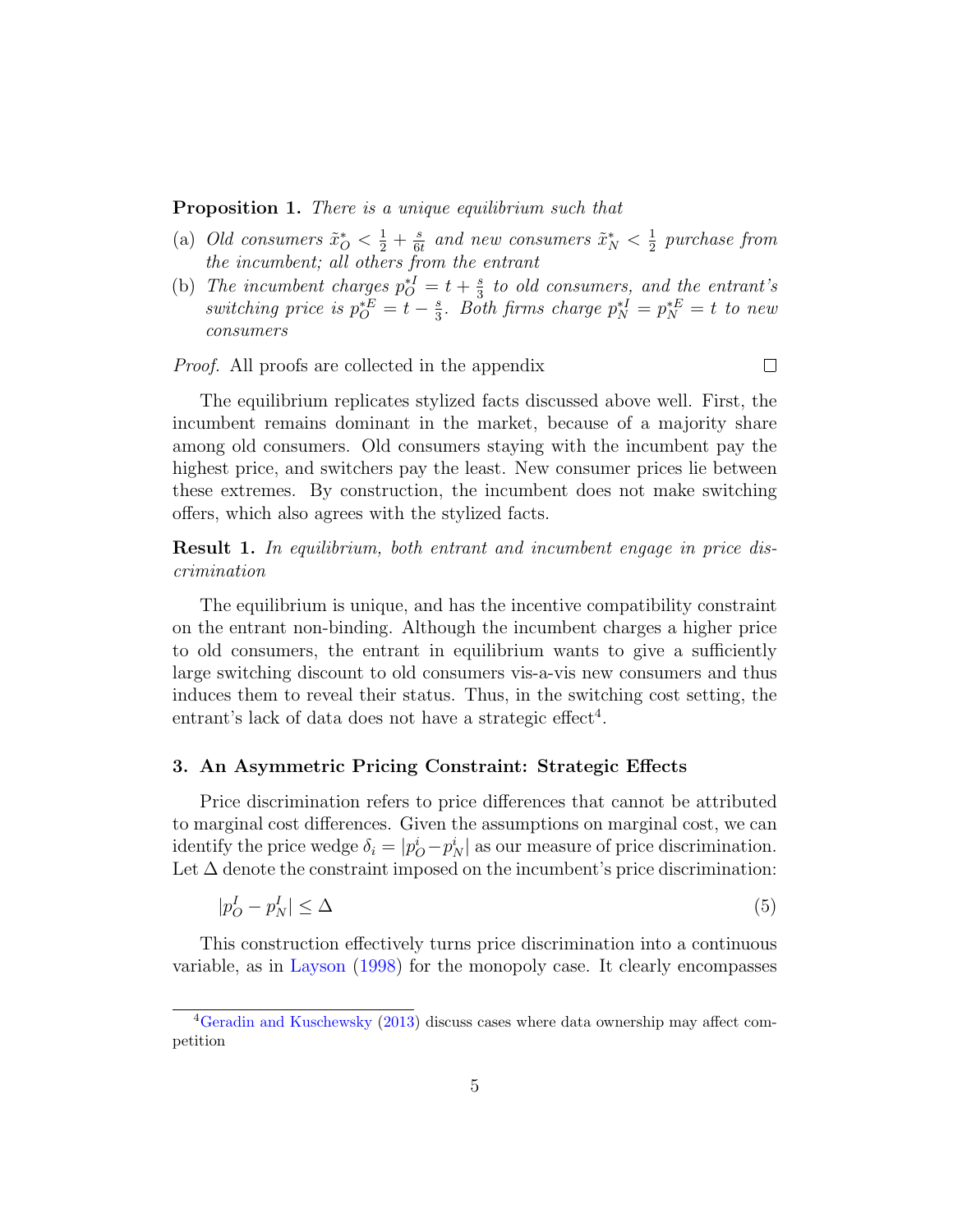**Proposition 1.** *There is a unique equilibrium such that*

(a) *Old consumers* $\tilde{x}_O^* < \frac{1}{2} + \frac{s}{6t}$ *and new consumers* $\tilde{x}_N^* < \frac{1}{2}$ *purchase from the incumbent; all others from the entrant*

(b) *The incumbent charges* $p_O^{*I} = t + \frac{s}{3}$ *to old consumers, and the entrant's switching price is* $p_O^{*E} = t - \frac{s}{3}$*. Both firms charge* $p_N^{*I} = p_N^{*E} = t$ *to new consumers*

*Proof.* All proofs are collected in the appendix □

The equilibrium replicates stylized facts discussed above well. First, the incumbent remains dominant in the market, because of a majority share among old consumers. Old consumers staying with the incumbent pay the highest price, and switchers pay the least. New consumer prices lie between these extremes. By construction, the incumbent does not make switching offers, which also agrees with the stylized facts.

**Result 1.** *In equilibrium, both entrant and incumbent engage in price discrimination*

The equilibrium is unique, and has the incentive compatibility constraint on the entrant non-binding. Although the incumbent charges a higher price to old consumers, the entrant in equilibrium wants to give a sufficiently large switching discount to old consumers vis-a-vis new consumers and thus induces them to reveal their status. Thus, in the switching cost setting, the entrant's lack of data does not have a strategic effect[4].

## 3. An Asymmetric Pricing Constraint: Strategic Effects

Price discrimination refers to price differences that cannot be attributed to marginal cost differences. Given the assumptions on marginal cost, we can identify the price wedge $\delta_i = |p_O^i - p_N^i|$ as our measure of price discrimination. Let $\Delta$ denote the constraint imposed on the incumbent's price discrimination:

$$|p_O^I - p_N^I| \leq \Delta \tag{5}$$

This construction effectively turns price discrimination into a continuous variable, as in Layson (1998) for the monopoly case. It clearly encompasses

[4] Geradin and Kuschewsky (2013) discuss cases where data ownership may affect competition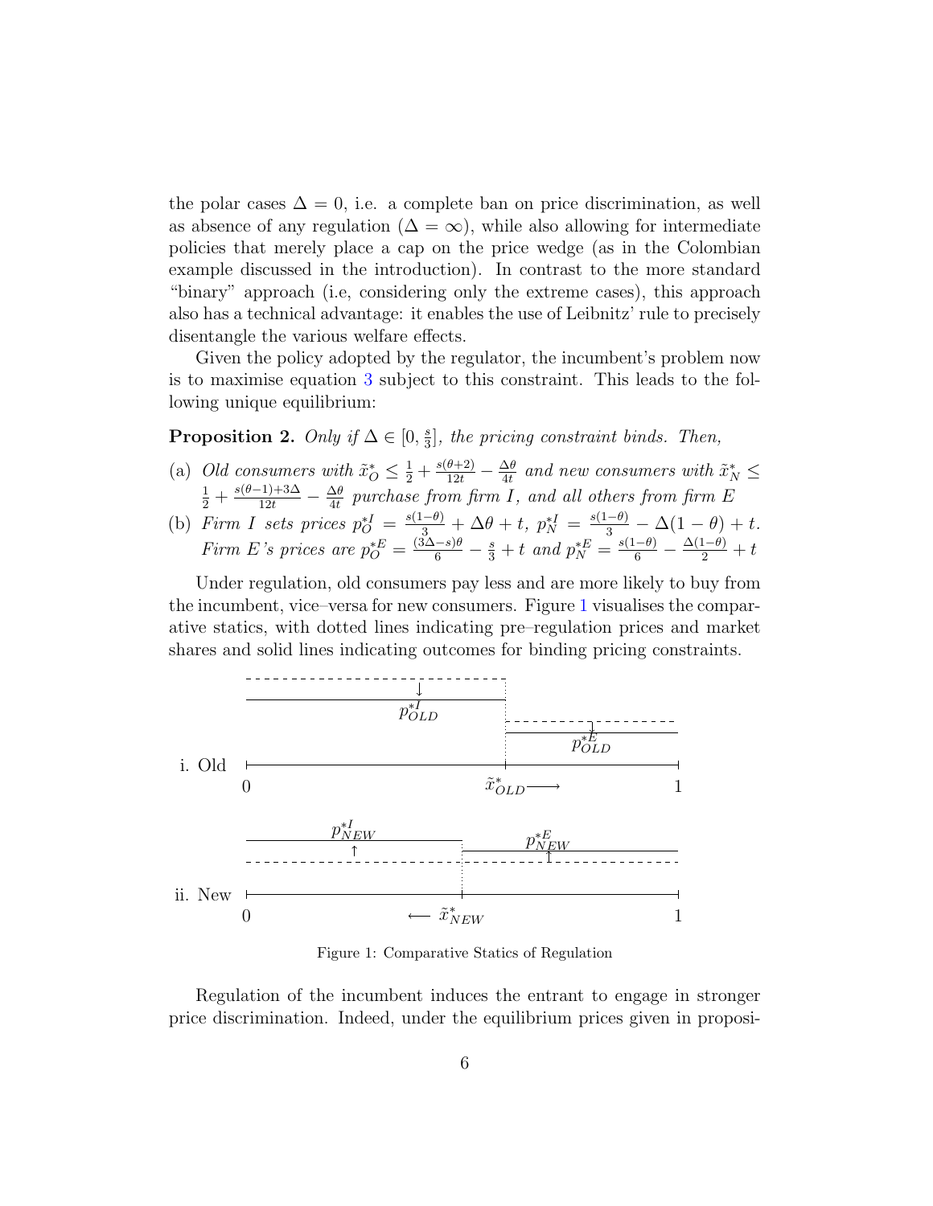the polar cases $\Delta = 0$, i.e. a complete ban on price discrimination, as well as absence of any regulation ($\Delta = \infty$), while also allowing for intermediate policies that merely place a cap on the price wedge (as in the Colombian example discussed in the introduction). In contrast to the more standard "binary" approach (i.e, considering only the extreme cases), this approach also has a technical advantage: it enables the use of Leibnitz' rule to precisely disentangle the various welfare effects.

Given the policy adopted by the regulator, the incumbent's problem now is to maximise equation 3 subject to this constraint. This leads to the following unique equilibrium:

**Proposition 2.** *Only if $\Delta \in [0, \frac{s}{3}]$, the pricing constraint binds. Then,*

(a) *Old consumers with $\tilde{x}^*_O \leq \frac{1}{2} + \frac{s(\theta+2)}{12t} - \frac{\Delta\theta}{4t}$ and new consumers with $\tilde{x}^*_N \leq \frac{1}{2} + \frac{s(\theta-1)+3\Delta}{12t} - \frac{\Delta\theta}{4t}$ purchase from firm $I$, and all others from firm $E$*

(b) *Firm $I$ sets prices $p^{*I}_O = \frac{s(1-\theta)}{3} + \Delta\theta + t$, $p^{*I}_N = \frac{s(1-\theta)}{3} - \Delta(1-\theta) + t$. Firm $E$'s prices are $p^{*E}_O = \frac{(3\Delta - s)\theta}{6} - \frac{s}{3} + t$ and $p^{*E}_N = \frac{s(1-\theta)}{6} - \frac{\Delta(1-\theta)}{2} + t$*

Under regulation, old consumers pay less and are more likely to buy from the incumbent, vice–versa for new consumers. Figure 1 visualises the comparative statics, with dotted lines indicating pre–regulation prices and market shares and solid lines indicating outcomes for binding pricing constraints.

Figure 1: Comparative Statics of Regulation

Regulation of the incumbent induces the entrant to engage in stronger price discrimination. Indeed, under the equilibrium prices given in proposi-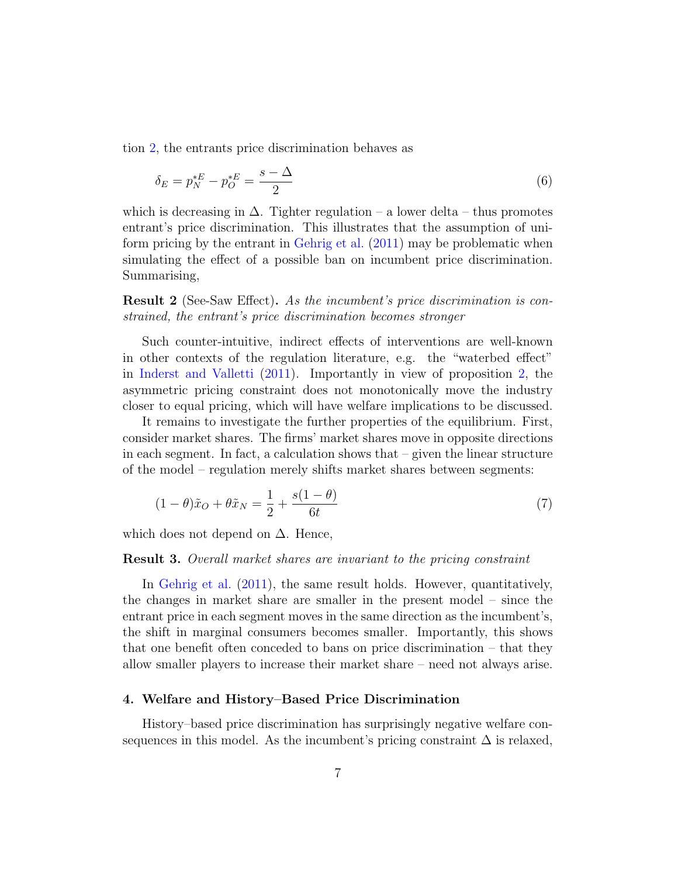tion 2, the entrants price discrimination behaves as

$$\delta_E = p_N^{*E} - p_O^{*E} = \frac{s - \Delta}{2} \tag{6}$$

which is decreasing in $\Delta$. Tighter regulation – a lower delta – thus promotes entrant's price discrimination. This illustrates that the assumption of uniform pricing by the entrant in Gehrig et al. (2011) may be problematic when simulating the effect of a possible ban on incumbent price discrimination. Summarising,

**Result 2** (See-Saw Effect)**.** *As the incumbent's price discrimination is constrained, the entrant's price discrimination becomes stronger*

Such counter-intuitive, indirect effects of interventions are well-known in other contexts of the regulation literature, e.g. the "waterbed effect" in Inderst and Valletti (2011). Importantly in view of proposition 2, the asymmetric pricing constraint does not monotonically move the industry closer to equal pricing, which will have welfare implications to be discussed.

It remains to investigate the further properties of the equilibrium. First, consider market shares. The firms' market shares move in opposite directions in each segment. In fact, a calculation shows that – given the linear structure of the model – regulation merely shifts market shares between segments:

$$(1-\theta)\tilde{x}_O + \theta\tilde{x}_N = \frac{1}{2} + \frac{s(1-\theta)}{6t} \tag{7}$$

which does not depend on $\Delta$. Hence,

**Result 3.** *Overall market shares are invariant to the pricing constraint*

In Gehrig et al. (2011), the same result holds. However, quantitatively, the changes in market share are smaller in the present model – since the entrant price in each segment moves in the same direction as the incumbent's, the shift in marginal consumers becomes smaller. Importantly, this shows that one benefit often conceded to bans on price discrimination – that they allow smaller players to increase their market share – need not always arise.

## 4. Welfare and History–Based Price Discrimination

History–based price discrimination has surprisingly negative welfare consequences in this model. As the incumbent's pricing constraint $\Delta$ is relaxed,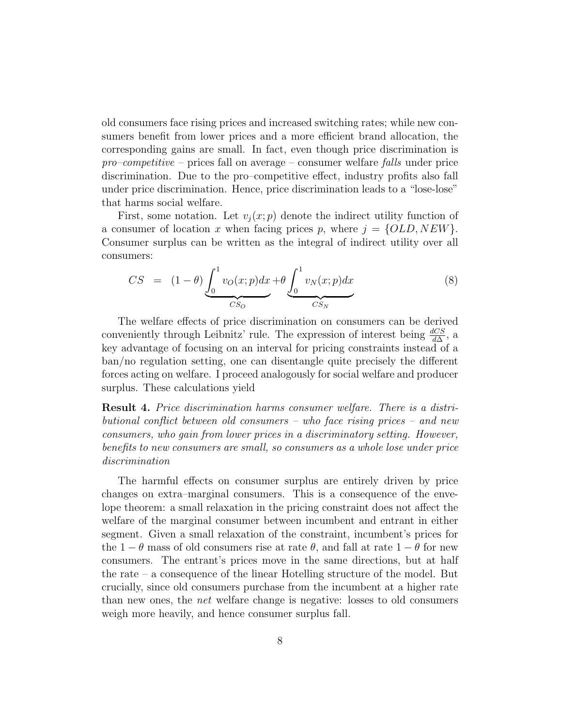old consumers face rising prices and increased switching rates; while new consumers benefit from lower prices and a more efficient brand allocation, the corresponding gains are small. In fact, even though price discrimination is *pro–competitive* – prices fall on average – consumer welfare *falls* under price discrimination. Due to the pro–competitive effect, industry profits also fall under price discrimination. Hence, price discrimination leads to a "lose-lose" that harms social welfare.

First, some notation. Let $v_j(x;p)$ denote the indirect utility function of a consumer of location $x$ when facing prices $p$, where $j = \{OLD, NEW\}$. Consumer surplus can be written as the integral of indirect utility over all consumers:

$$CS = (1-\theta)\underbrace{\int_0^1 v_O(x;p)dx}_{CS_O} + \theta\underbrace{\int_0^1 v_N(x;p)dx}_{CS_N} \tag{8}$$

The welfare effects of price discrimination on consumers can be derived conveniently through Leibnitz' rule. The expression of interest being $\frac{dCS}{d\Delta}$, a key advantage of focusing on an interval for pricing constraints instead of a ban/no regulation setting, one can disentangle quite precisely the different forces acting on welfare. I proceed analogously for social welfare and producer surplus. These calculations yield

**Result 4.** *Price discrimination harms consumer welfare. There is a distributional conflict between old consumers – who face rising prices – and new consumers, who gain from lower prices in a discriminatory setting. However, benefits to new consumers are small, so consumers as a whole lose under price discrimination*

The harmful effects on consumer surplus are entirely driven by price changes on extra–marginal consumers. This is a consequence of the envelope theorem: a small relaxation in the pricing constraint does not affect the welfare of the marginal consumer between incumbent and entrant in either segment. Given a small relaxation of the constraint, incumbent's prices for the $1-\theta$ mass of old consumers rise at rate $\theta$, and fall at rate $1-\theta$ for new consumers. The entrant's prices move in the same directions, but at half the rate – a consequence of the linear Hotelling structure of the model. But crucially, since old consumers purchase from the incumbent at a higher rate than new ones, the *net* welfare change is negative: losses to old consumers weigh more heavily, and hence consumer surplus fall.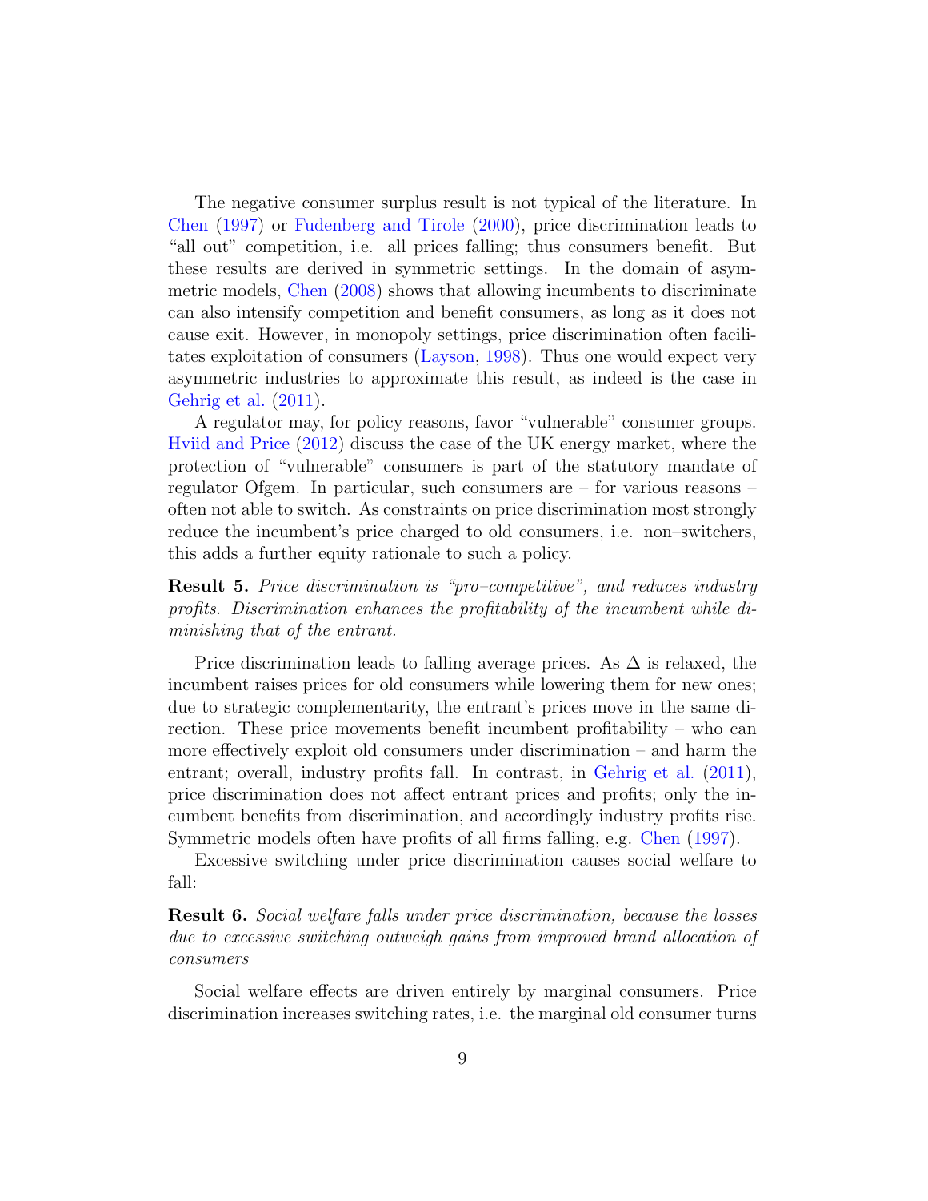The negative consumer surplus result is not typical of the literature. In Chen (1997) or Fudenberg and Tirole (2000), price discrimination leads to "all out" competition, i.e. all prices falling; thus consumers benefit. But these results are derived in symmetric settings. In the domain of asymmetric models, Chen (2008) shows that allowing incumbents to discriminate can also intensify competition and benefit consumers, as long as it does not cause exit. However, in monopoly settings, price discrimination often facilitates exploitation of consumers (Layson, 1998). Thus one would expect very asymmetric industries to approximate this result, as indeed is the case in Gehrig et al. (2011).

A regulator may, for policy reasons, favor "vulnerable" consumer groups. Hviid and Price (2012) discuss the case of the UK energy market, where the protection of "vulnerable" consumers is part of the statutory mandate of regulator Ofgem. In particular, such consumers are – for various reasons – often not able to switch. As constraints on price discrimination most strongly reduce the incumbent's price charged to old consumers, i.e. non–switchers, this adds a further equity rationale to such a policy.

**Result 5.** *Price discrimination is "pro–competitive", and reduces industry profits. Discrimination enhances the profitability of the incumbent while diminishing that of the entrant.*

Price discrimination leads to falling average prices. As $\Delta$ is relaxed, the incumbent raises prices for old consumers while lowering them for new ones; due to strategic complementarity, the entrant's prices move in the same direction. These price movements benefit incumbent profitability – who can more effectively exploit old consumers under discrimination – and harm the entrant; overall, industry profits fall. In contrast, in Gehrig et al. (2011), price discrimination does not affect entrant prices and profits; only the incumbent benefits from discrimination, and accordingly industry profits rise. Symmetric models often have profits of all firms falling, e.g. Chen (1997).

Excessive switching under price discrimination causes social welfare to fall:

**Result 6.** *Social welfare falls under price discrimination, because the losses due to excessive switching outweigh gains from improved brand allocation of consumers*

Social welfare effects are driven entirely by marginal consumers. Price discrimination increases switching rates, i.e. the marginal old consumer turns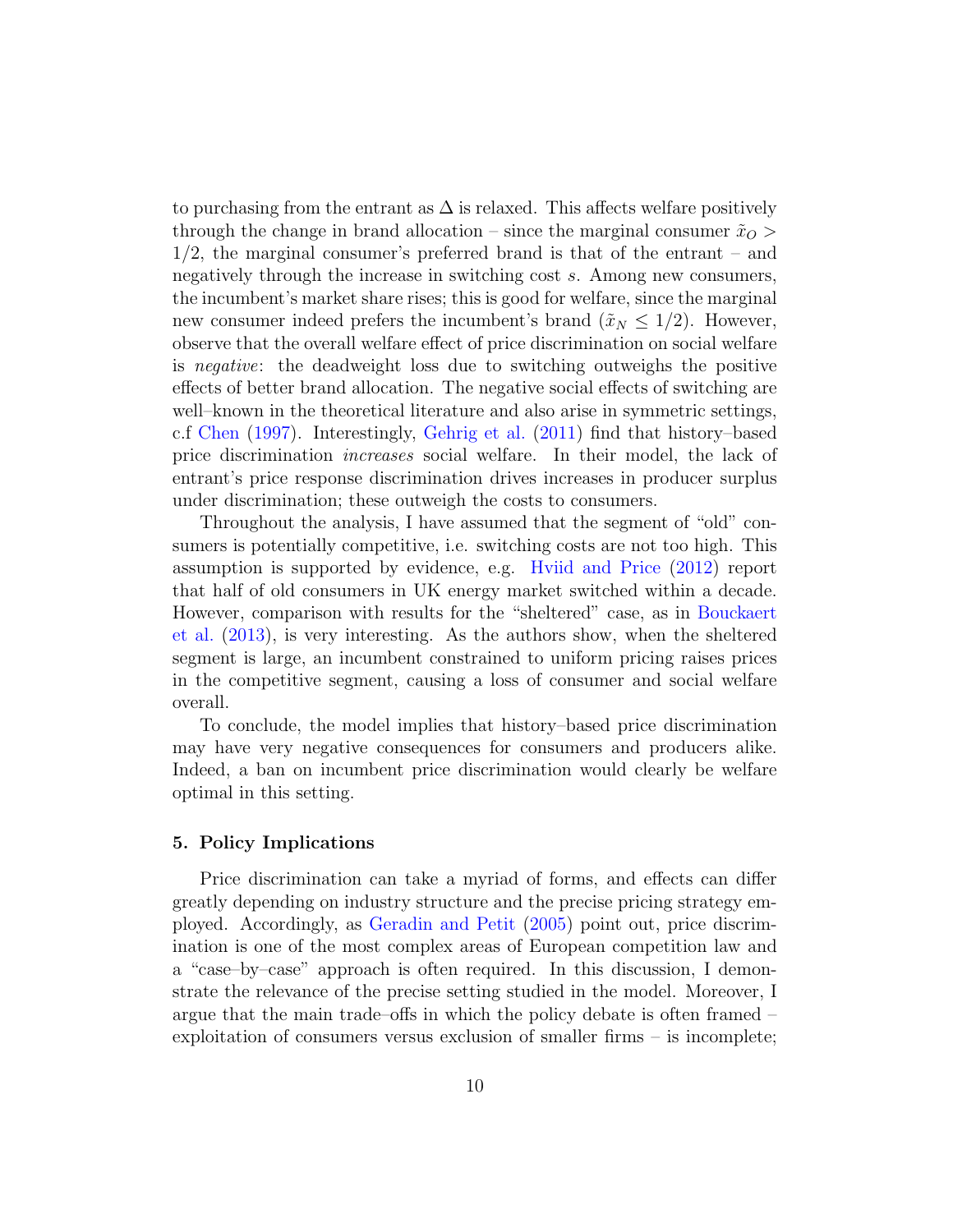to purchasing from the entrant as $\Delta$ is relaxed. This affects welfare positively through the change in brand allocation – since the marginal consumer $\tilde{x}_O > 1/2$, the marginal consumer's preferred brand is that of the entrant – and negatively through the increase in switching cost $s$. Among new consumers, the incumbent's market share rises; this is good for welfare, since the marginal new consumer indeed prefers the incumbent's brand ($\tilde{x}_N \leq 1/2$). However, observe that the overall welfare effect of price discrimination on social welfare is *negative*: the deadweight loss due to switching outweighs the positive effects of better brand allocation. The negative social effects of switching are well–known in the theoretical literature and also arise in symmetric settings, c.f Chen (1997). Interestingly, Gehrig et al. (2011) find that history–based price discrimination *increases* social welfare. In their model, the lack of entrant's price response discrimination drives increases in producer surplus under discrimination; these outweigh the costs to consumers.

Throughout the analysis, I have assumed that the segment of "old" consumers is potentially competitive, i.e. switching costs are not too high. This assumption is supported by evidence, e.g. Hviid and Price (2012) report that half of old consumers in UK energy market switched within a decade. However, comparison with results for the "sheltered" case, as in Bouckaert et al. (2013), is very interesting. As the authors show, when the sheltered segment is large, an incumbent constrained to uniform pricing raises prices in the competitive segment, causing a loss of consumer and social welfare overall.

To conclude, the model implies that history–based price discrimination may have very negative consequences for consumers and producers alike. Indeed, a ban on incumbent price discrimination would clearly be welfare optimal in this setting.

## 5. Policy Implications

Price discrimination can take a myriad of forms, and effects can differ greatly depending on industry structure and the precise pricing strategy employed. Accordingly, as Geradin and Petit (2005) point out, price discrimination is one of the most complex areas of European competition law and a "case–by–case" approach is often required. In this discussion, I demonstrate the relevance of the precise setting studied in the model. Moreover, I argue that the main trade–offs in which the policy debate is often framed – exploitation of consumers versus exclusion of smaller firms – is incomplete;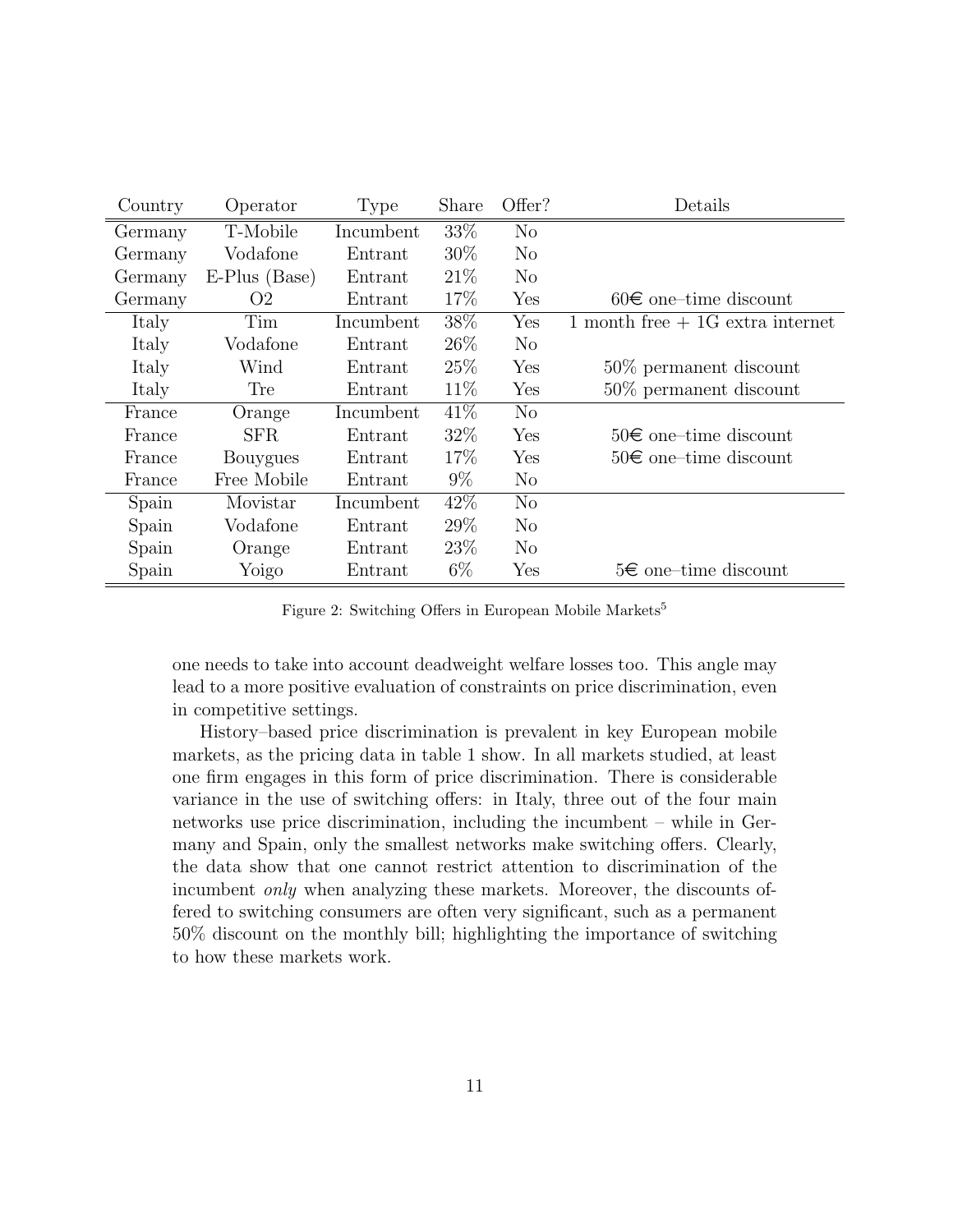| Country | Operator | Type | Share | Offer? | Details |
|---|---|---|---|---|---|
| Germany | T-Mobile | Incumbent | 33% | No | |
| Germany | Vodafone | Entrant | 30% | No | |
| Germany | E-Plus (Base) | Entrant | 21% | No | |
| Germany | O2 | Entrant | 17% | Yes | 60€ one–time discount |
| Italy | Tim | Incumbent | 38% | Yes | 1 month free + 1G extra internet |
| Italy | Vodafone | Entrant | 26% | No | |
| Italy | Wind | Entrant | 25% | Yes | 50% permanent discount |
| Italy | Tre | Entrant | 11% | Yes | 50% permanent discount |
| France | Orange | Incumbent | 41% | No | |
| France | SFR | Entrant | 32% | Yes | 50€ one–time discount |
| France | Bouygues | Entrant | 17% | Yes | 50€ one–time discount |
| France | Free Mobile | Entrant | 9% | No | |
| Spain | Movistar | Incumbent | 42% | No | |
| Spain | Vodafone | Entrant | 29% | No | |
| Spain | Orange | Entrant | 23% | No | |
| Spain | Yoigo | Entrant | 6% | Yes | 5€ one–time discount |

Figure 2: Switching Offers in European Mobile Markets[5]

one needs to take into account deadweight welfare losses too. This angle may lead to a more positive evaluation of constraints on price discrimination, even in competitive settings.

History–based price discrimination is prevalent in key European mobile markets, as the pricing data in table 1 show. In all markets studied, at least one firm engages in this form of price discrimination. There is considerable variance in the use of switching offers: in Italy, three out of the four main networks use price discrimination, including the incumbent – while in Germany and Spain, only the smallest networks make switching offers. Clearly, the data show that one cannot restrict attention to discrimination of the incumbent *only* when analyzing these markets. Moreover, the discounts offered to switching consumers are often very significant, such as a permanent 50% discount on the monthly bill; highlighting the importance of switching to how these markets work.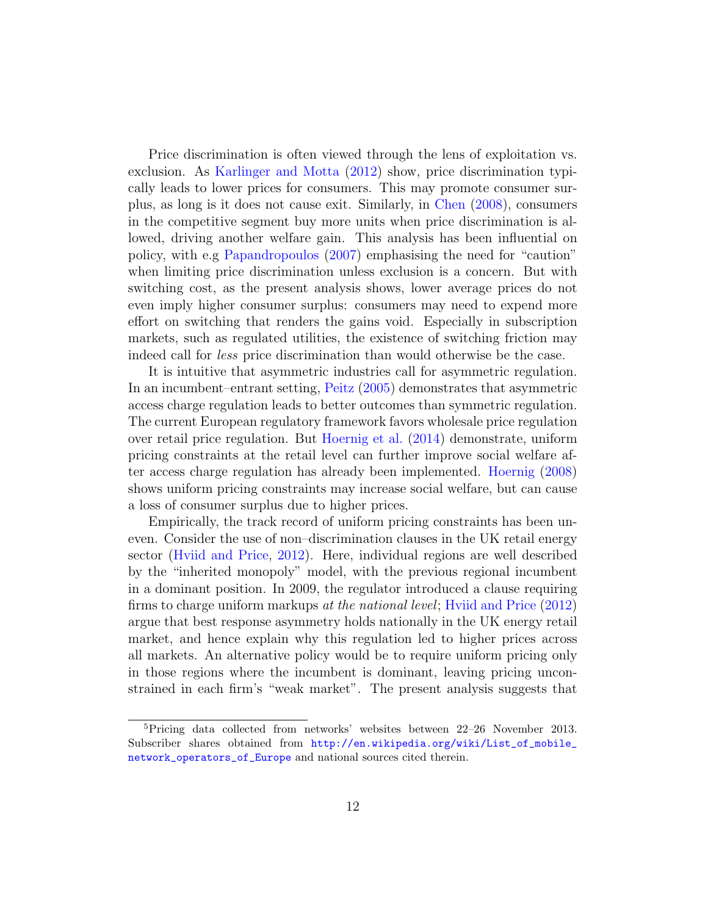Price discrimination is often viewed through the lens of exploitation vs. exclusion. As Karlinger and Motta (2012) show, price discrimination typically leads to lower prices for consumers. This may promote consumer surplus, as long is it does not cause exit. Similarly, in Chen (2008), consumers in the competitive segment buy more units when price discrimination is allowed, driving another welfare gain. This analysis has been influential on policy, with e.g Papandropoulos (2007) emphasising the need for "caution" when limiting price discrimination unless exclusion is a concern. But with switching cost, as the present analysis shows, lower average prices do not even imply higher consumer surplus: consumers may need to expend more effort on switching that renders the gains void. Especially in subscription markets, such as regulated utilities, the existence of switching friction may indeed call for *less* price discrimination than would otherwise be the case.

It is intuitive that asymmetric industries call for asymmetric regulation. In an incumbent–entrant setting, Peitz (2005) demonstrates that asymmetric access charge regulation leads to better outcomes than symmetric regulation. The current European regulatory framework favors wholesale price regulation over retail price regulation. But Hoernig et al. (2014) demonstrate, uniform pricing constraints at the retail level can further improve social welfare after access charge regulation has already been implemented. Hoernig (2008) shows uniform pricing constraints may increase social welfare, but can cause a loss of consumer surplus due to higher prices.

Empirically, the track record of uniform pricing constraints has been uneven. Consider the use of non–discrimination clauses in the UK retail energy sector (Hviid and Price, 2012). Here, individual regions are well described by the "inherited monopoly" model, with the previous regional incumbent in a dominant position. In 2009, the regulator introduced a clause requiring firms to charge uniform markups *at the national level*; Hviid and Price (2012) argue that best response asymmetry holds nationally in the UK energy retail market, and hence explain why this regulation led to higher prices across all markets. An alternative policy would be to require uniform pricing only in those regions where the incumbent is dominant, leaving pricing unconstrained in each firm's "weak market". The present analysis suggests that

[5]Pricing data collected from networks' websites between 22–26 November 2013. Subscriber shares obtained from http://en.wikipedia.org/wiki/List_of_mobile_network_operators_of_Europe and national sources cited therein.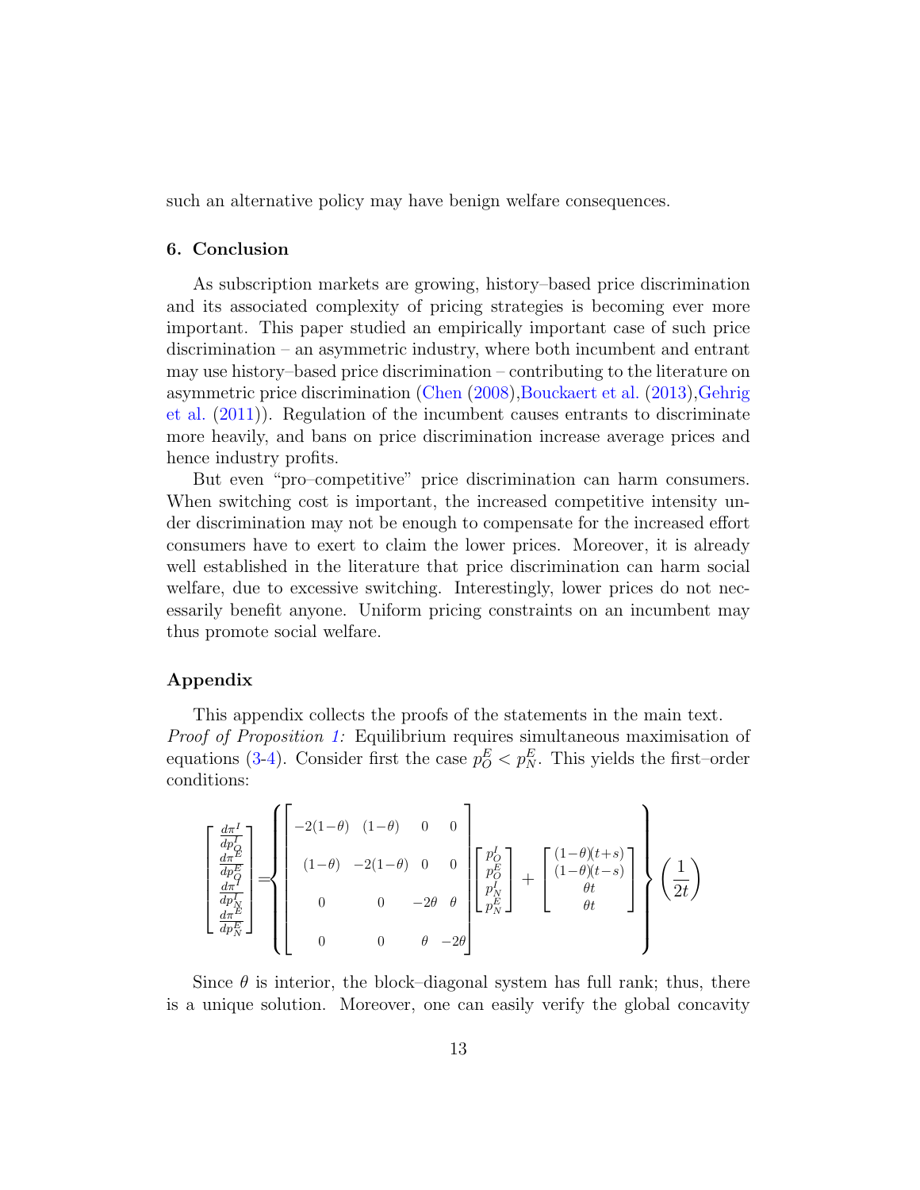such an alternative policy may have benign welfare consequences.

## 6. Conclusion

As subscription markets are growing, history–based price discrimination and its associated complexity of pricing strategies is becoming ever more important. This paper studied an empirically important case of such price discrimination – an asymmetric industry, where both incumbent and entrant may use history–based price discrimination – contributing to the literature on asymmetric price discrimination (Chen (2008),Bouckaert et al. (2013),Gehrig et al. (2011)). Regulation of the incumbent causes entrants to discriminate more heavily, and bans on price discrimination increase average prices and hence industry profits.

But even "pro–competitive" price discrimination can harm consumers. When switching cost is important, the increased competitive intensity under discrimination may not be enough to compensate for the increased effort consumers have to exert to claim the lower prices. Moreover, it is already well established in the literature that price discrimination can harm social welfare, due to excessive switching. Interestingly, lower prices do not necessarily benefit anyone. Uniform pricing constraints on an incumbent may thus promote social welfare.

## Appendix

This appendix collects the proofs of the statements in the main text.

*Proof of Proposition 1:* Equilibrium requires simultaneous maximisation of equations (3-4). Consider first the case $p_O^E < p_N^E$. This yields the first–order conditions:

$$\begin{bmatrix} \frac{d\pi^I}{dp_O^I} \\ \frac{d\pi^E}{dp_O^E} \\ \frac{d\pi^I}{dp_N^I} \\ \frac{d\pi^E}{dp_N^E} \end{bmatrix} = \left\{ \begin{bmatrix} -2(1-\theta) & (1-\theta) & 0 & 0 \\ (1-\theta) & -2(1-\theta) & 0 & 0 \\ 0 & 0 & -2\theta & \theta \\ 0 & 0 & \theta & -2\theta \end{bmatrix} \begin{bmatrix} p_O^I \\ p_O^E \\ p_N^I \\ p_N^E \end{bmatrix} + \begin{bmatrix} (1-\theta)(t+s) \\ (1-\theta)(t-s) \\ \theta t \\ \theta t \end{bmatrix} \right\} \left( \frac{1}{2t} \right)$$

Since $\theta$ is interior, the block–diagonal system has full rank; thus, there is a unique solution. Moreover, one can easily verify the global concavity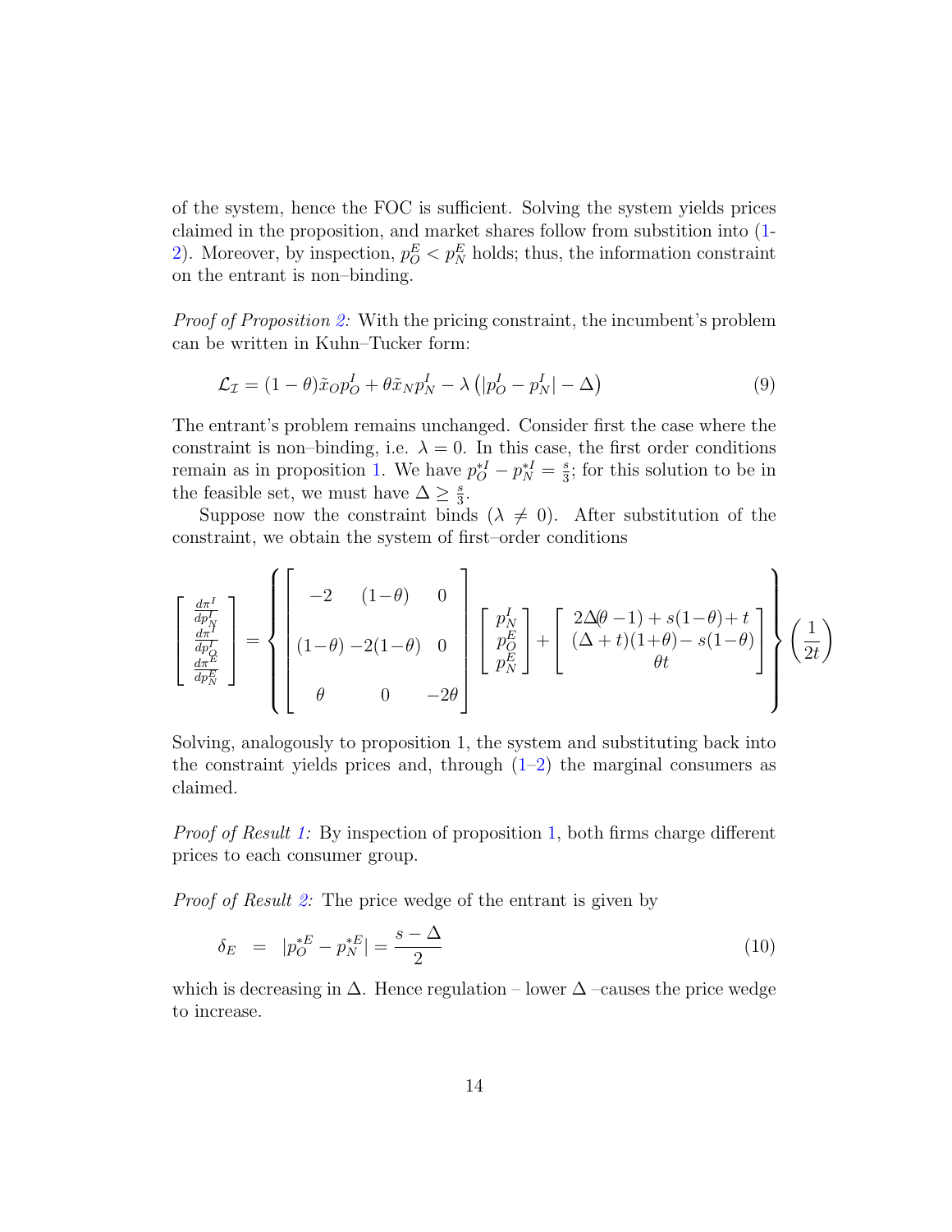of the system, hence the FOC is sufficient. Solving the system yields prices claimed in the proposition, and market shares follow from substition into (1-2). Moreover, by inspection, $p_O^E < p_N^E$ holds; thus, the information constraint on the entrant is non–binding.

*Proof of Proposition 2:* With the pricing constraint, the incumbent's problem can be written in Kuhn–Tucker form:

$$\mathcal{L}_{\mathcal{I}} = (1-\theta)\tilde{x}_O p_O^I + \theta \tilde{x}_N p_N^I - \lambda\left(|p_O^I - p_N^I| - \Delta\right) \tag{9}$$

The entrant's problem remains unchanged. Consider first the case where the constraint is non–binding, i.e. $\lambda = 0$. In this case, the first order conditions remain as in proposition 1. We have $p_O^{*I} - p_N^{*I} = \frac{s}{3}$; for this solution to be in the feasible set, we must have $\Delta \geq \frac{s}{3}$.

Suppose now the constraint binds ($\lambda \neq 0$). After substitution of the constraint, we obtain the system of first–order conditions

$$\begin{bmatrix} \frac{d\pi^I}{dp_N^I} \\ \frac{d\pi^I}{dp_O^I} \\ \frac{d\pi^E}{dp_N^E} \end{bmatrix} = \left\{ \begin{bmatrix} -2 & (1-\theta) & 0 \\ (1-\theta) & -2(1-\theta) & 0 \\ \theta & 0 & -2\theta \end{bmatrix} \begin{bmatrix} p_N^I \\ p_O^E \\ p_N^E \end{bmatrix} + \begin{bmatrix} 2\Delta(\theta-1) + s(1-\theta) + t \\ (\Delta+t)(1+\theta) - s(1-\theta) \\ \theta t \end{bmatrix} \right\} \left(\frac{1}{2t}\right)$$

Solving, analogously to proposition 1, the system and substituting back into the constraint yields prices and, through (1–2) the marginal consumers as claimed.

*Proof of Result 1:* By inspection of proposition 1, both firms charge different prices to each consumer group.

*Proof of Result 2:* The price wedge of the entrant is given by

$$\delta_E \;\; = \;\; |p_O^{*E} - p_N^{*E}| = \frac{s-\Delta}{2} \tag{10}$$

which is decreasing in $\Delta$. Hence regulation – lower $\Delta$ –causes the price wedge to increase.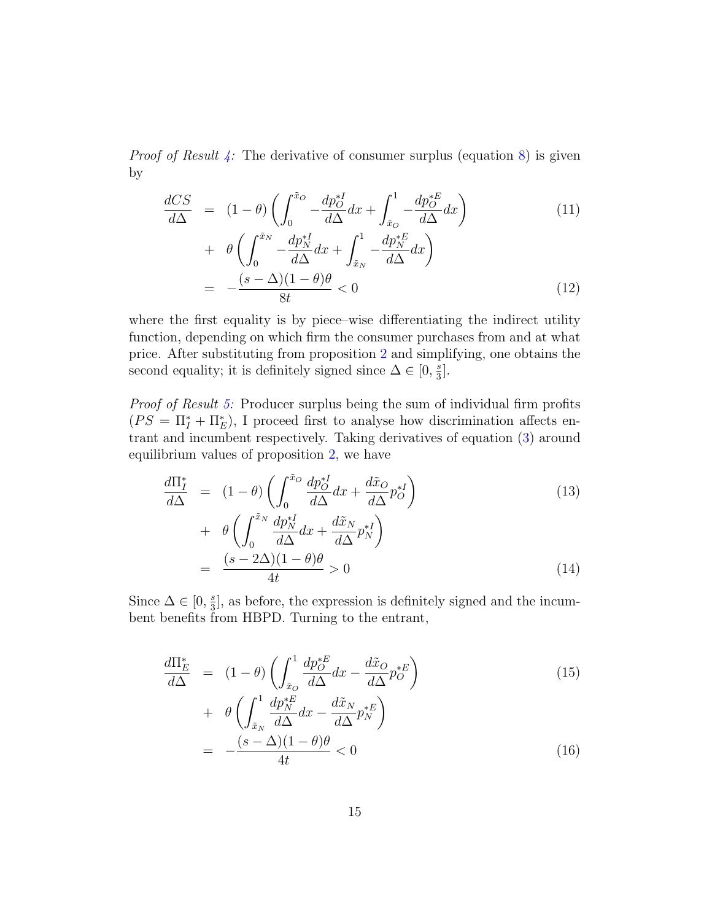*Proof of Result 4:* The derivative of consumer surplus (equation 8) is given by

$$
\begin{aligned}
\frac{dCS}{d\Delta} &= (1-\theta)\left(\int_0^{\tilde{x}_O} -\frac{dp_O^{*I}}{d\Delta}dx + \int_{\tilde{x}_O}^1 -\frac{dp_O^{*E}}{d\Delta}dx\right) && (11)\\
&+ \theta\left(\int_0^{\tilde{x}_N} -\frac{dp_N^{*I}}{d\Delta}dx + \int_{\tilde{x}_N}^1 -\frac{dp_N^{*E}}{d\Delta}dx\right) \\
&= -\frac{(s-\Delta)(1-\theta)\theta}{8t} < 0 && (12)
\end{aligned}
$$

where the first equality is by piece–wise differentiating the indirect utility function, depending on which firm the consumer purchases from and at what price. After substituting from proposition 2 and simplifying, one obtains the second equality; it is definitely signed since $\Delta \in [0, \frac{s}{3}]$.

*Proof of Result 5:* Producer surplus being the sum of individual firm profits ($PS = \Pi_I^* + \Pi_E^*$), I proceed first to analyse how discrimination affects entrant and incumbent respectively. Taking derivatives of equation (3) around equilibrium values of proposition 2, we have

$$
\begin{aligned}
\frac{d\Pi_I^*}{d\Delta} &= (1-\theta)\left(\int_0^{\tilde{x}_O} \frac{dp_O^{*I}}{d\Delta}dx + \frac{d\tilde{x}_O}{d\Delta}p_O^{*I}\right) && (13)\\
&+ \theta\left(\int_0^{\tilde{x}_N} \frac{dp_N^{*I}}{d\Delta}dx + \frac{d\tilde{x}_N}{d\Delta}p_N^{*I}\right) \\
&= \frac{(s-2\Delta)(1-\theta)\theta}{4t} > 0 && (14)
\end{aligned}
$$

Since $\Delta \in [0, \frac{s}{3}]$, as before, the expression is definitely signed and the incumbent benefits from HBPD. Turning to the entrant,

$$
\begin{aligned}
\frac{d\Pi_E^*}{d\Delta} &= (1-\theta)\left(\int_{\tilde{x}_O}^1 \frac{dp_O^{*E}}{d\Delta}dx - \frac{d\tilde{x}_O}{d\Delta}p_O^{*E}\right) && (15)\\
&+ \theta\left(\int_{\tilde{x}_N}^1 \frac{dp_N^{*E}}{d\Delta}dx - \frac{d\tilde{x}_N}{d\Delta}p_N^{*E}\right) \\
&= -\frac{(s-\Delta)(1-\theta)\theta}{4t} < 0 && (16)
\end{aligned}
$$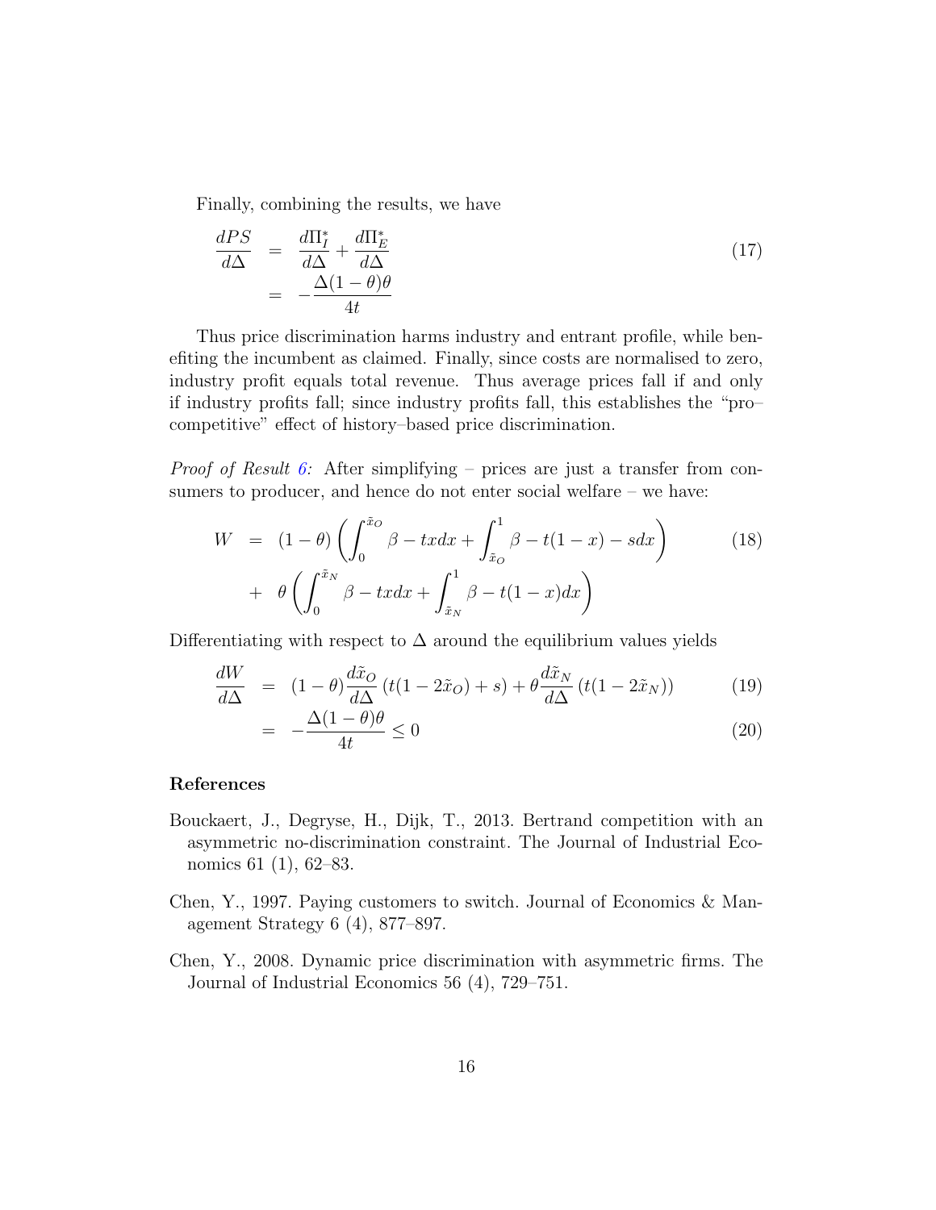Finally, combining the results, we have

$$
\begin{aligned}
\frac{dPS}{d\Delta} &= \frac{d\Pi_I^*}{d\Delta} + \frac{d\Pi_E^*}{d\Delta} \\
&= -\frac{\Delta(1-\theta)\theta}{4t}
\end{aligned}
\tag{17}
$$

Thus price discrimination harms industry and entrant profile, while benefiting the incumbent as claimed. Finally, since costs are normalised to zero, industry profit equals total revenue. Thus average prices fall if and only if industry profits fall; since industry profits fall, this establishes the "pro–competitive" effect of history–based price discrimination.

*Proof of Result 6:* After simplifying – prices are just a transfer from consumers to producer, and hence do not enter social welfare – we have:

$$
\begin{aligned}
W &= (1-\theta)\left(\int_0^{\tilde{x}_O} \beta - tx dx + \int_{\tilde{x}_O}^1 \beta - t(1-x) - s dx\right) \\
&+ \theta\left(\int_0^{\tilde{x}_N} \beta - tx dx + \int_{\tilde{x}_N}^1 \beta - t(1-x) dx\right)
\end{aligned}
\tag{18}
$$

Differentiating with respect to $\Delta$ around the equilibrium values yields

$$
\frac{dW}{d\Delta} = (1-\theta)\frac{d\tilde{x}_O}{d\Delta}\left(t(1-2\tilde{x}_O) + s\right) + \theta\frac{d\tilde{x}_N}{d\Delta}\left(t(1-2\tilde{x}_N)\right) \tag{19}
$$

$$
= -\frac{\Delta(1-\theta)\theta}{4t} \leq 0 \tag{20}
$$

## References

Bouckaert, J., Degryse, H., Dijk, T., 2013. Bertrand competition with an asymmetric no-discrimination constraint. The Journal of Industrial Economics 61 (1), 62–83.

Chen, Y., 1997. Paying customers to switch. Journal of Economics & Management Strategy 6 (4), 877–897.

Chen, Y., 2008. Dynamic price discrimination with asymmetric firms. The Journal of Industrial Economics 56 (4), 729–751.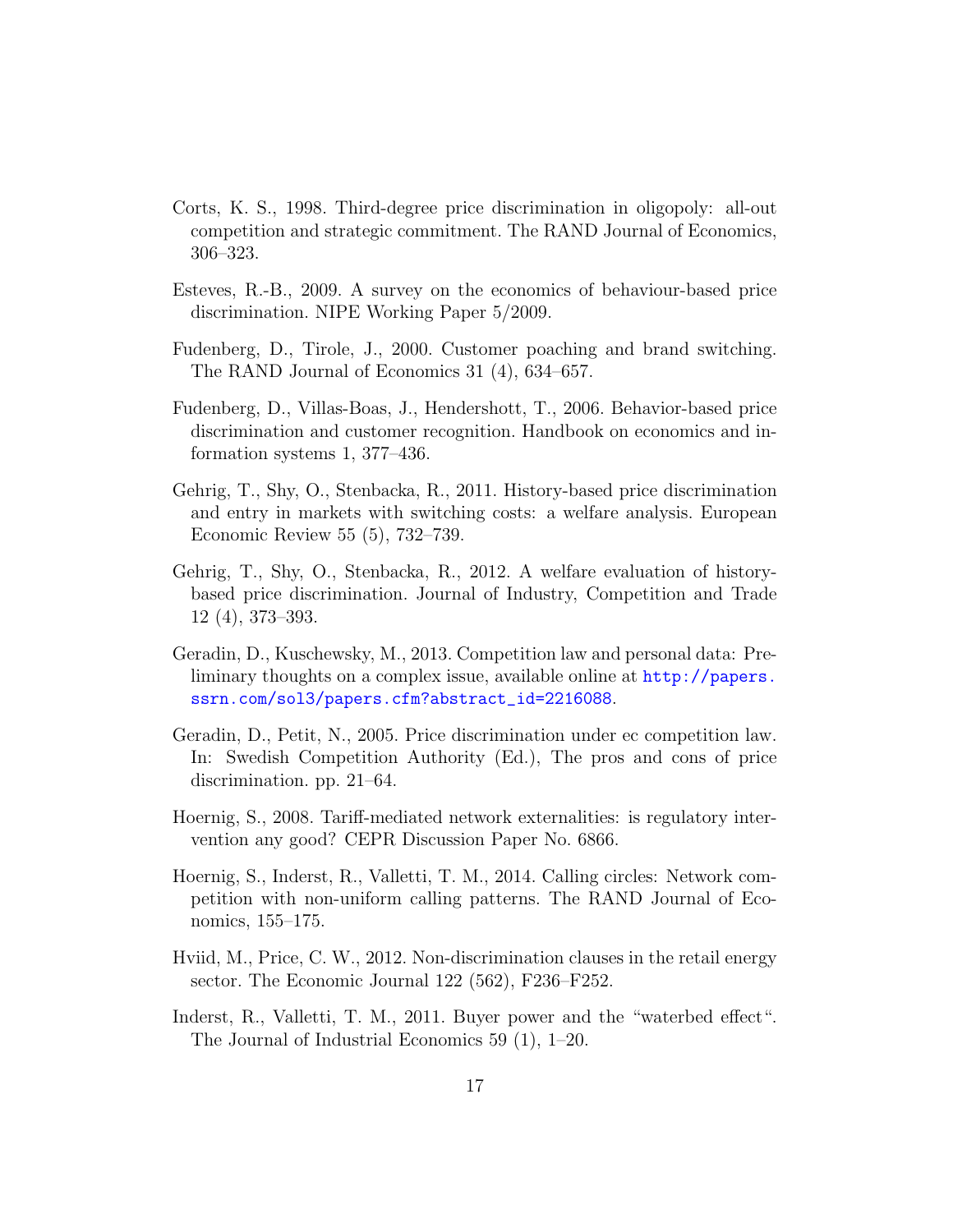Corts, K. S., 1998. Third-degree price discrimination in oligopoly: all-out competition and strategic commitment. The RAND Journal of Economics, 306–323.

Esteves, R.-B., 2009. A survey on the economics of behaviour-based price discrimination. NIPE Working Paper 5/2009.

Fudenberg, D., Tirole, J., 2000. Customer poaching and brand switching. The RAND Journal of Economics 31 (4), 634–657.

Fudenberg, D., Villas-Boas, J., Hendershott, T., 2006. Behavior-based price discrimination and customer recognition. Handbook on economics and information systems 1, 377–436.

Gehrig, T., Shy, O., Stenbacka, R., 2011. History-based price discrimination and entry in markets with switching costs: a welfare analysis. European Economic Review 55 (5), 732–739.

Gehrig, T., Shy, O., Stenbacka, R., 2012. A welfare evaluation of history-based price discrimination. Journal of Industry, Competition and Trade 12 (4), 373–393.

Geradin, D., Kuschewsky, M., 2013. Competition law and personal data: Preliminary thoughts on a complex issue, available online at http://papers.ssrn.com/sol3/papers.cfm?abstract_id=2216088.

Geradin, D., Petit, N., 2005. Price discrimination under ec competition law. In: Swedish Competition Authority (Ed.), The pros and cons of price discrimination. pp. 21–64.

Hoernig, S., 2008. Tariff-mediated network externalities: is regulatory intervention any good? CEPR Discussion Paper No. 6866.

Hoernig, S., Inderst, R., Valletti, T. M., 2014. Calling circles: Network competition with non-uniform calling patterns. The RAND Journal of Economics, 155–175.

Hviid, M., Price, C. W., 2012. Non-discrimination clauses in the retail energy sector. The Economic Journal 122 (562), F236–F252.

Inderst, R., Valletti, T. M., 2011. Buyer power and the "waterbed effect". The Journal of Industrial Economics 59 (1), 1–20.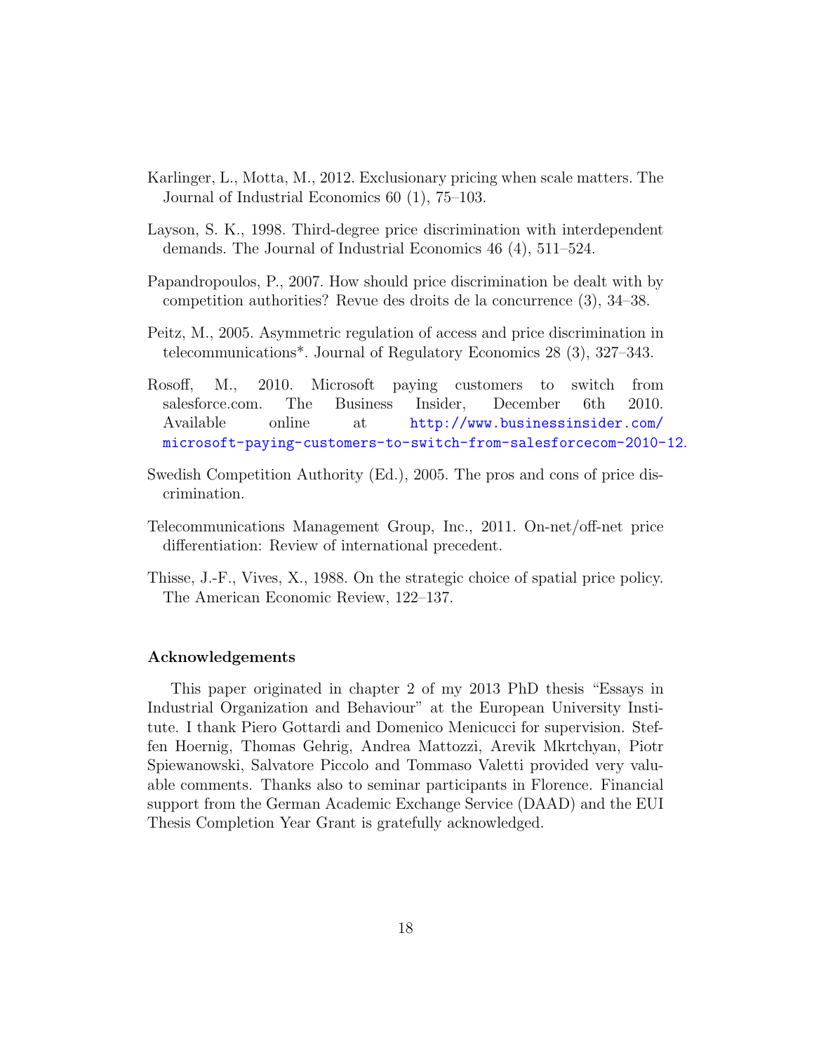Karlinger, L., Motta, M., 2012. Exclusionary pricing when scale matters. The Journal of Industrial Economics 60 (1), 75–103.

Layson, S. K., 1998. Third-degree price discrimination with interdependent demands. The Journal of Industrial Economics 46 (4), 511–524.

Papandropoulos, P., 2007. How should price discrimination be dealt with by competition authorities? Revue des droits de la concurrence (3), 34–38.

Peitz, M., 2005. Asymmetric regulation of access and price discrimination in telecommunications*. Journal of Regulatory Economics 28 (3), 327–343.

Rosoff, M., 2010. Microsoft paying customers to switch from salesforce.com. The Business Insider, December 6th 2010. Available online at http://www.businessinsider.com/microsoft-paying-customers-to-switch-from-salesforcecom-2010-12.

Swedish Competition Authority (Ed.), 2005. The pros and cons of price discrimination.

Telecommunications Management Group, Inc., 2011. On-net/off-net price differentiation: Review of international precedent.

Thisse, J.-F., Vives, X., 1988. On the strategic choice of spatial price policy. The American Economic Review, 122–137.

### Acknowledgements

This paper originated in chapter 2 of my 2013 PhD thesis "Essays in Industrial Organization and Behaviour" at the European University Institute. I thank Piero Gottardi and Domenico Menicucci for supervision. Steffen Hoernig, Thomas Gehrig, Andrea Mattozzi, Arevik Mkrtchyan, Piotr Spiewanowski, Salvatore Piccolo and Tommaso Valetti provided very valuable comments. Thanks also to seminar participants in Florence. Financial support from the German Academic Exchange Service (DAAD) and the EUI Thesis Completion Year Grant is gratefully acknowledged.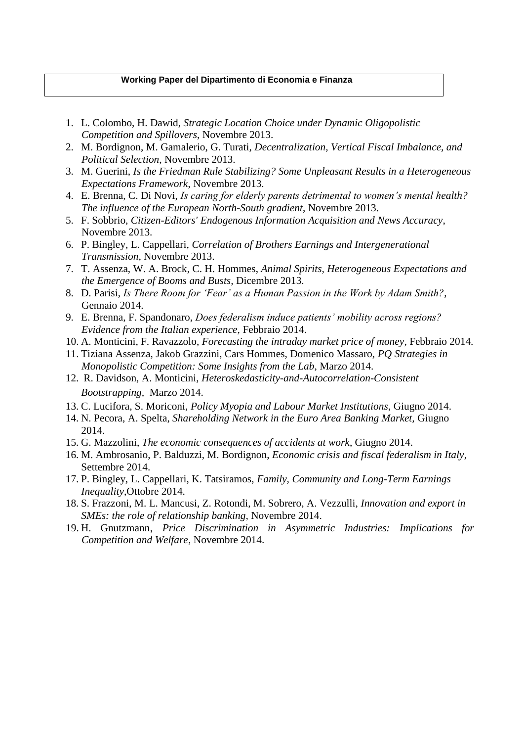**Working Paper del Dipartimento di Economia e Finanza**

1. L. Colombo, H. Dawid, *Strategic Location Choice under Dynamic Oligopolistic Competition and Spillovers*, Novembre 2013.
2. M. Bordignon, M. Gamalerio, G. Turati, *Decentralization, Vertical Fiscal Imbalance, and Political Selection*, Novembre 2013.
3. M. Guerini, *Is the Friedman Rule Stabilizing? Some Unpleasant Results in a Heterogeneous Expectations Framework*, Novembre 2013.
4. E. Brenna, C. Di Novi, *Is caring for elderly parents detrimental to women's mental health? The influence of the European North-South gradient*, Novembre 2013.
5. F. Sobbrio, *Citizen-Editors' Endogenous Information Acquisition and News Accuracy*, Novembre 2013.
6. P. Bingley, L. Cappellari, *Correlation of Brothers Earnings and Intergenerational Transmission*, Novembre 2013.
7. T. Assenza, W. A. Brock, C. H. Hommes, *Animal Spirits, Heterogeneous Expectations and the Emergence of Booms and Busts*, Dicembre 2013.
8. D. Parisi, *Is There Room for 'Fear' as a Human Passion in the Work by Adam Smith?*, Gennaio 2014.
9. E. Brenna, F. Spandonaro, *Does federalism induce patients' mobility across regions? Evidence from the Italian experience*, Febbraio 2014.
10. A. Monticini, F. Ravazzolo, *Forecasting the intraday market price of money*, Febbraio 2014.
11. Tiziana Assenza, Jakob Grazzini, Cars Hommes, Domenico Massaro, *PQ Strategies in Monopolistic Competition: Some Insights from the Lab*, Marzo 2014.
12. R. Davidson, A. Monticini, *Heteroskedasticity-and-Autocorrelation-Consistent Bootstrapping*, Marzo 2014.
13. C. Lucifora, S. Moriconi, *Policy Myopia and Labour Market Institutions*, Giugno 2014.
14. N. Pecora, A. Spelta, *Shareholding Network in the Euro Area Banking Market*, Giugno 2014.
15. G. Mazzolini, *The economic consequences of accidents at work*, Giugno 2014.
16. M. Ambrosanio, P. Balduzzi, M. Bordignon, *Economic crisis and fiscal federalism in Italy*, Settembre 2014.
17. P. Bingley, L. Cappellari, K. Tatsiramos, *Family, Community and Long-Term Earnings Inequality*,Ottobre 2014.
18. S. Frazzoni, M. L. Mancusi, Z. Rotondi, M. Sobrero, A. Vezzulli, *Innovation and export in SMEs: the role of relationship banking*, Novembre 2014.
19. H. Gnutzmann, *Price Discrimination in Asymmetric Industries: Implications for Competition and Welfare*, Novembre 2014.